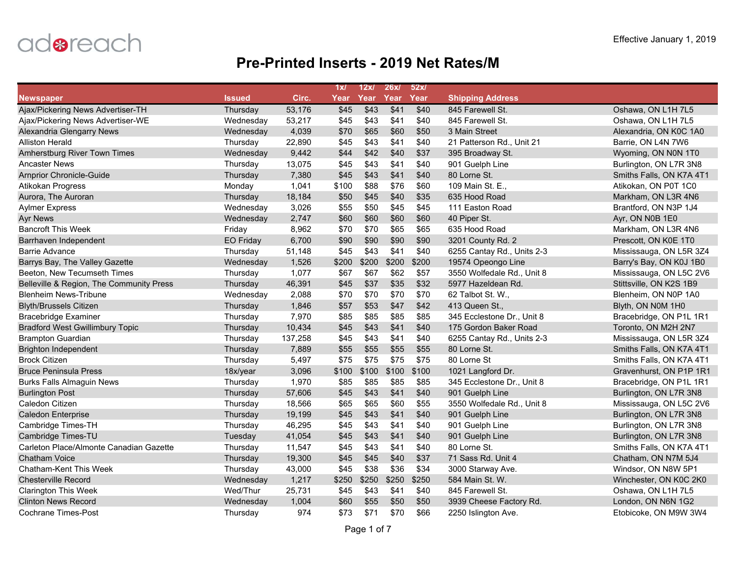adreach

Effective January 1, 2019

# Pre-Printed Inserts - 2019 Net Rates/M

| Newspaper | Issued | Circ. | 1x/ Year | 12x/ Year | 26x/ Year | 52x/ Year | Shipping Address | |
|---|---|---|---|---|---|---|---|---|
| Ajax/Pickering News Advertiser-TH | Thursday | 53,176 | $45 | $43 | $41 | $40 | 845 Farewell St. | Oshawa, ON L1H 7L5 |
| Ajax/Pickering News Advertiser-WE | Wednesday | 53,217 | $45 | $43 | $41 | $40 | 845 Farewell St. | Oshawa, ON L1H 7L5 |
| Alexandria Glengarry News | Wednesday | 4,039 | $70 | $65 | $60 | $50 | 3 Main Street | Alexandria, ON K0C 1A0 |
| Alliston Herald | Thursday | 22,890 | $45 | $43 | $41 | $40 | 21 Patterson Rd., Unit 21 | Barrie, ON L4N 7W6 |
| Amherstburg River Town Times | Wednesday | 9,442 | $44 | $42 | $40 | $37 | 395 Broadway St. | Wyoming, ON N0N 1T0 |
| Ancaster News | Thursday | 13,075 | $45 | $43 | $41 | $40 | 901 Guelph Line | Burlington, ON L7R 3N8 |
| Arnprior Chronicle-Guide | Thursday | 7,380 | $45 | $43 | $41 | $40 | 80 Lorne St. | Smiths Falls, ON K7A 4T1 |
| Atikokan Progress | Monday | 1,041 | $100 | $88 | $76 | $60 | 109 Main St. E., | Atikokan, ON P0T 1C0 |
| Aurora, The Auroran | Thursday | 18,184 | $50 | $45 | $40 | $35 | 635 Hood Road | Markham, ON L3R 4N6 |
| Aylmer Express | Wednesday | 3,026 | $55 | $50 | $45 | $45 | 111 Easton Road | Brantford, ON N3P 1J4 |
| Ayr News | Wednesday | 2,747 | $60 | $60 | $60 | $60 | 40 Piper St. | Ayr, ON N0B 1E0 |
| Bancroft This Week | Friday | 8,962 | $70 | $70 | $65 | $65 | 635 Hood Road | Markham, ON L3R 4N6 |
| Barrhaven Independent | EO Friday | 6,700 | $90 | $90 | $90 | $90 | 3201 County Rd. 2 | Prescott, ON K0E 1T0 |
| Barrie Advance | Thursday | 51,148 | $45 | $43 | $41 | $40 | 6255 Cantay Rd., Units 2-3 | Mississauga, ON L5R 3Z4 |
| Barrys Bay, The Valley Gazette | Wednesday | 1,526 | $200 | $200 | $200 | $200 | 19574 Opeongo Line | Barry's Bay, ON K0J 1B0 |
| Beeton, New Tecumseth Times | Thursday | 1,077 | $67 | $67 | $62 | $57 | 3550 Wolfedale Rd., Unit 8 | Mississauga, ON L5C 2V6 |
| Belleville & Region, The Community Press | Thursday | 46,391 | $45 | $37 | $35 | $32 | 5977 Hazeldean Rd. | Stittsville, ON K2S 1B9 |
| Blenheim News-Tribune | Wednesday | 2,088 | $70 | $70 | $70 | $70 | 62 Talbot St. W., | Blenheim, ON N0P 1A0 |
| Blyth/Brussels Citizen | Thursday | 1,846 | $57 | $53 | $47 | $42 | 413 Queen St., | Blyth, ON N0M 1H0 |
| Bracebridge Examiner | Thursday | 7,970 | $85 | $85 | $85 | $85 | 345 Ecclestone Dr., Unit 8 | Bracebridge, ON P1L 1R1 |
| Bradford West Gwillimbury Topic | Thursday | 10,434 | $45 | $43 | $41 | $40 | 175 Gordon Baker Road | Toronto, ON M2H 2N7 |
| Brampton Guardian | Thursday | 137,258 | $45 | $43 | $41 | $40 | 6255 Cantay Rd., Units 2-3 | Mississauga, ON L5R 3Z4 |
| Brighton Independent | Thursday | 7,889 | $55 | $55 | $55 | $55 | 80 Lorne St. | Smiths Falls, ON K7A 4T1 |
| Brock Citizen | Thursday | 5,497 | $75 | $75 | $75 | $75 | 80 Lorne St | Smiths Falls, ON K7A 4T1 |
| Bruce Peninsula Press | 18x/year | 3,096 | $100 | $100 | $100 | $100 | 1021 Langford Dr. | Gravenhurst, ON P1P 1R1 |
| Burks Falls Almaguin News | Thursday | 1,970 | $85 | $85 | $85 | $85 | 345 Ecclestone Dr., Unit 8 | Bracebridge, ON P1L 1R1 |
| Burlington Post | Thursday | 57,606 | $45 | $43 | $41 | $40 | 901 Guelph Line | Burlington, ON L7R 3N8 |
| Caledon Citizen | Thursday | 18,566 | $65 | $65 | $60 | $55 | 3550 Wolfedale Rd., Unit 8 | Mississauga, ON L5C 2V6 |
| Caledon Enterprise | Thursday | 19,199 | $45 | $43 | $41 | $40 | 901 Guelph Line | Burlington, ON L7R 3N8 |
| Cambridge Times-TH | Thursday | 46,295 | $45 | $43 | $41 | $40 | 901 Guelph Line | Burlington, ON L7R 3N8 |
| Cambridge Times-TU | Tuesday | 41,054 | $45 | $43 | $41 | $40 | 901 Guelph Line | Burlington, ON L7R 3N8 |
| Carleton Place/Almonte Canadian Gazette | Thursday | 11,547 | $45 | $43 | $41 | $40 | 80 Lorne St. | Smiths Falls, ON K7A 4T1 |
| Chatham Voice | Thursday | 19,300 | $45 | $45 | $40 | $37 | 71 Sass Rd. Unit 4 | Chatham, ON N7M 5J4 |
| Chatham-Kent This Week | Thursday | 43,000 | $45 | $38 | $36 | $34 | 3000 Starway Ave. | Windsor, ON N8W 5P1 |
| Chesterville Record | Wednesday | 1,217 | $250 | $250 | $250 | $250 | 584 Main St. W. | Winchester, ON K0C 2K0 |
| Clarington This Week | Wed/Thur | 25,731 | $45 | $43 | $41 | $40 | 845 Farewell St. | Oshawa, ON L1H 7L5 |
| Clinton News Record | Wednesday | 1,004 | $60 | $55 | $50 | $50 | 3939 Cheese Factory Rd. | London, ON N6N 1G2 |
| Cochrane Times-Post | Thursday | 974 | $73 | $71 | $70 | $66 | 2250 Islington Ave. | Etobicoke, ON M9W 3W4 |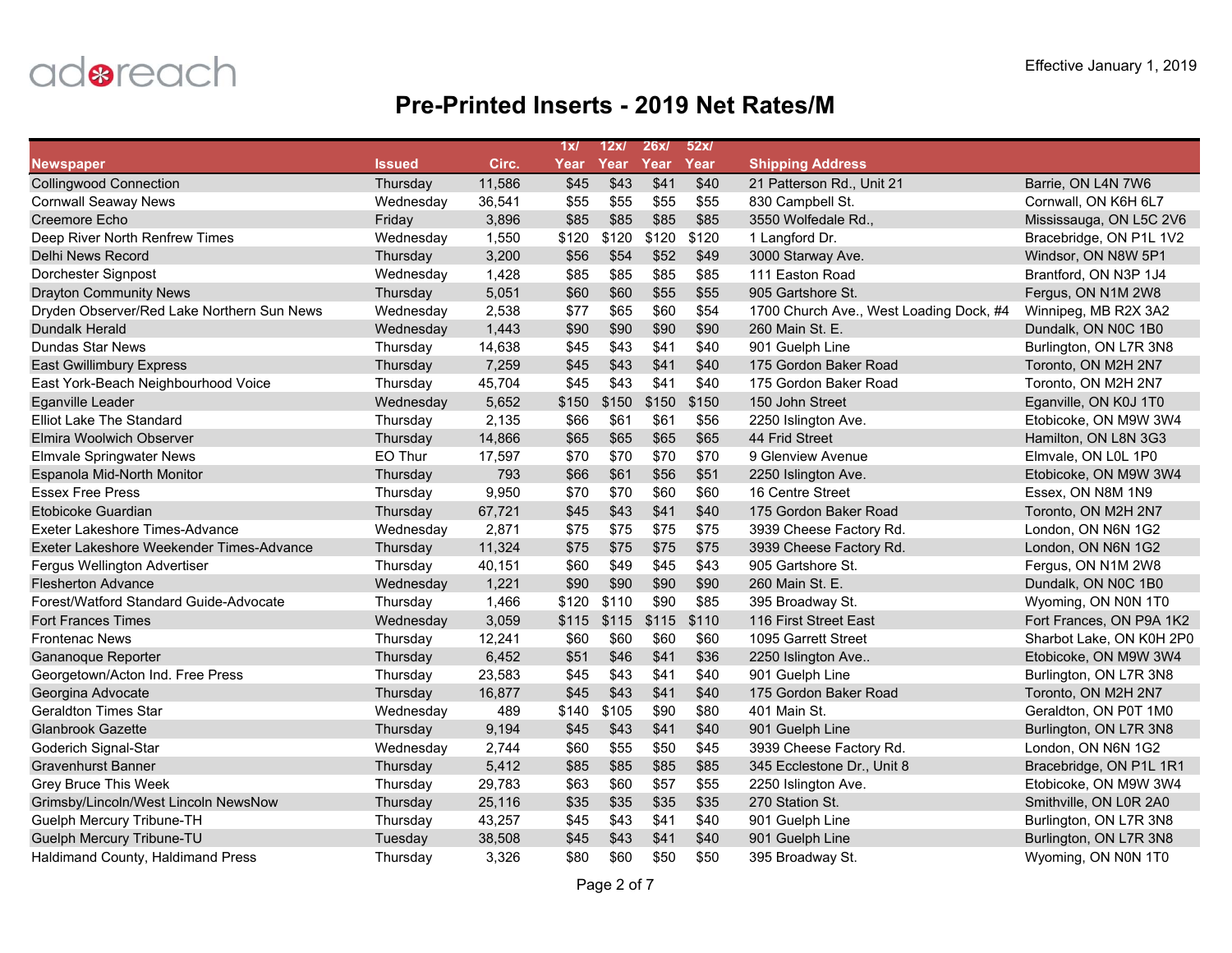adreach

Effective January 1, 2019

# Pre-Printed Inserts - 2019 Net Rates/M

| Newspaper | Issued | Circ. | 1x/ Year | 12x/ Year | 26x/ Year | 52x/ Year | Shipping Address | |
|---|---|---|---|---|---|---|---|---|
| Collingwood Connection | Thursday | 11,586 | $45 | $43 | $41 | $40 | 21 Patterson Rd., Unit 21 | Barrie, ON L4N 7W6 |
| Cornwall Seaway News | Wednesday | 36,541 | $55 | $55 | $55 | $55 | 830 Campbell St. | Cornwall, ON K6H 6L7 |
| Creemore Echo | Friday | 3,896 | $85 | $85 | $85 | $85 | 3550 Wolfedale Rd., | Mississauga, ON L5C 2V6 |
| Deep River North Renfrew Times | Wednesday | 1,550 | $120 | $120 | $120 | $120 | 1 Langford Dr. | Bracebridge, ON P1L 1V2 |
| Delhi News Record | Thursday | 3,200 | $56 | $54 | $52 | $49 | 3000 Starway Ave. | Windsor, ON N8W 5P1 |
| Dorchester Signpost | Wednesday | 1,428 | $85 | $85 | $85 | $85 | 111 Easton Road | Brantford, ON N3P 1J4 |
| Drayton Community News | Thursday | 5,051 | $60 | $60 | $55 | $55 | 905 Gartshore St. | Fergus, ON N1M 2W8 |
| Dryden Observer/Red Lake Northern Sun News | Wednesday | 2,538 | $77 | $65 | $60 | $54 | 1700 Church Ave., West Loading Dock, #4 | Winnipeg, MB R2X 3A2 |
| Dundalk Herald | Wednesday | 1,443 | $90 | $90 | $90 | $90 | 260 Main St. E. | Dundalk, ON N0C 1B0 |
| Dundas Star News | Thursday | 14,638 | $45 | $43 | $41 | $40 | 901 Guelph Line | Burlington, ON L7R 3N8 |
| East Gwillimbury Express | Thursday | 7,259 | $45 | $43 | $41 | $40 | 175 Gordon Baker Road | Toronto, ON M2H 2N7 |
| East York-Beach Neighbourhood Voice | Thursday | 45,704 | $45 | $43 | $41 | $40 | 175 Gordon Baker Road | Toronto, ON M2H 2N7 |
| Eganville Leader | Wednesday | 5,652 | $150 | $150 | $150 | $150 | 150 John Street | Eganville, ON K0J 1T0 |
| Elliot Lake The Standard | Thursday | 2,135 | $66 | $61 | $61 | $56 | 2250 Islington Ave. | Etobicoke, ON M9W 3W4 |
| Elmira Woolwich Observer | Thursday | 14,866 | $65 | $65 | $65 | $65 | 44 Frid Street | Hamilton, ON L8N 3G3 |
| Elmvale Springwater News | EO Thur | 17,597 | $70 | $70 | $70 | $70 | 9 Glenview Avenue | Elmvale, ON L0L 1P0 |
| Espanola Mid-North Monitor | Thursday | 793 | $66 | $61 | $56 | $51 | 2250 Islington Ave. | Etobicoke, ON M9W 3W4 |
| Essex Free Press | Thursday | 9,950 | $70 | $70 | $60 | $60 | 16 Centre Street | Essex, ON N8M 1N9 |
| Etobicoke Guardian | Thursday | 67,721 | $45 | $43 | $41 | $40 | 175 Gordon Baker Road | Toronto, ON M2H 2N7 |
| Exeter Lakeshore Times-Advance | Wednesday | 2,871 | $75 | $75 | $75 | $75 | 3939 Cheese Factory Rd. | London, ON N6N 1G2 |
| Exeter Lakeshore Weekender Times-Advance | Thursday | 11,324 | $75 | $75 | $75 | $75 | 3939 Cheese Factory Rd. | London, ON N6N 1G2 |
| Fergus Wellington Advertiser | Thursday | 40,151 | $60 | $49 | $45 | $43 | 905 Gartshore St. | Fergus, ON N1M 2W8 |
| Flesherton Advance | Wednesday | 1,221 | $90 | $90 | $90 | $90 | 260 Main St. E. | Dundalk, ON N0C 1B0 |
| Forest/Watford Standard Guide-Advocate | Thursday | 1,466 | $120 | $110 | $90 | $85 | 395 Broadway St. | Wyoming, ON N0N 1T0 |
| Fort Frances Times | Wednesday | 3,059 | $115 | $115 | $115 | $110 | 116 First Street East | Fort Frances, ON P9A 1K2 |
| Frontenac News | Thursday | 12,241 | $60 | $60 | $60 | $60 | 1095 Garrett Street | Sharbot Lake, ON K0H 2P0 |
| Gananoque Reporter | Thursday | 6,452 | $51 | $46 | $41 | $36 | 2250 Islington Ave.. | Etobicoke, ON M9W 3W4 |
| Georgetown/Acton Ind. Free Press | Thursday | 23,583 | $45 | $43 | $41 | $40 | 901 Guelph Line | Burlington, ON L7R 3N8 |
| Georgina Advocate | Thursday | 16,877 | $45 | $43 | $41 | $40 | 175 Gordon Baker Road | Toronto, ON M2H 2N7 |
| Geraldton Times Star | Wednesday | 489 | $140 | $105 | $90 | $80 | 401 Main St. | Geraldton, ON P0T 1M0 |
| Glanbrook Gazette | Thursday | 9,194 | $45 | $43 | $41 | $40 | 901 Guelph Line | Burlington, ON L7R 3N8 |
| Goderich Signal-Star | Wednesday | 2,744 | $60 | $55 | $50 | $45 | 3939 Cheese Factory Rd. | London, ON N6N 1G2 |
| Gravenhurst Banner | Thursday | 5,412 | $85 | $85 | $85 | $85 | 345 Ecclestone Dr., Unit 8 | Bracebridge, ON P1L 1R1 |
| Grey Bruce This Week | Thursday | 29,783 | $63 | $60 | $57 | $55 | 2250 Islington Ave. | Etobicoke, ON M9W 3W4 |
| Grimsby/Lincoln/West Lincoln NewsNow | Thursday | 25,116 | $35 | $35 | $35 | $35 | 270 Station St. | Smithville, ON L0R 2A0 |
| Guelph Mercury Tribune-TH | Thursday | 43,257 | $45 | $43 | $41 | $40 | 901 Guelph Line | Burlington, ON L7R 3N8 |
| Guelph Mercury Tribune-TU | Tuesday | 38,508 | $45 | $43 | $41 | $40 | 901 Guelph Line | Burlington, ON L7R 3N8 |
| Haldimand County, Haldimand Press | Thursday | 3,326 | $80 | $60 | $50 | $50 | 395 Broadway St. | Wyoming, ON N0N 1T0 |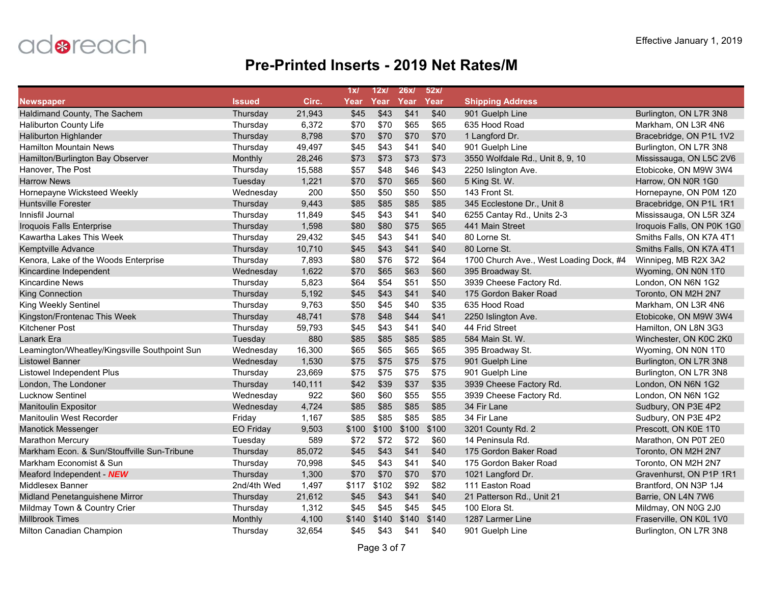adreach

Effective January 1, 2019

# Pre-Printed Inserts - 2019 Net Rates/M

| Newspaper | Issued | Circ. | 1x/ Year | 12x/ Year | 26x/ Year | 52x/ Year | Shipping Address | |
|---|---|---|---|---|---|---|---|---|
| Haldimand County, The Sachem | Thursday | 21,943 | $45 | $43 | $41 | $40 | 901 Guelph Line | Burlington, ON L7R 3N8 |
| Haliburton County Life | Thursday | 6,372 | $70 | $70 | $65 | $65 | 635 Hood Road | Markham, ON L3R 4N6 |
| Haliburton Highlander | Thursday | 8,798 | $70 | $70 | $70 | $70 | 1 Langford Dr. | Bracebridge, ON P1L 1V2 |
| Hamilton Mountain News | Thursday | 49,497 | $45 | $43 | $41 | $40 | 901 Guelph Line | Burlington, ON L7R 3N8 |
| Hamilton/Burlington Bay Observer | Monthly | 28,246 | $73 | $73 | $73 | $73 | 3550 Wolfdale Rd., Unit 8, 9, 10 | Mississauga, ON L5C 2V6 |
| Hanover, The Post | Thursday | 15,588 | $57 | $48 | $46 | $43 | 2250 Islington Ave. | Etobicoke, ON M9W 3W4 |
| Harrow News | Tuesday | 1,221 | $70 | $70 | $65 | $60 | 5 King St. W. | Harrow, ON N0R 1G0 |
| Hornepayne Wicksteed Weekly | Wednesday | 200 | $50 | $50 | $50 | $50 | 143 Front St. | Hornepayne, ON P0M 1Z0 |
| Huntsville Forester | Thursday | 9,443 | $85 | $85 | $85 | $85 | 345 Ecclestone Dr., Unit 8 | Bracebridge, ON P1L 1R1 |
| Innisfil Journal | Thursday | 11,849 | $45 | $43 | $41 | $40 | 6255 Cantay Rd., Units 2-3 | Mississauga, ON L5R 3Z4 |
| Iroquois Falls Enterprise | Thursday | 1,598 | $80 | $80 | $75 | $65 | 441 Main Street | Iroquois Falls, ON P0K 1G0 |
| Kawartha Lakes This Week | Thursday | 29,432 | $45 | $43 | $41 | $40 | 80 Lorne St. | Smiths Falls, ON K7A 4T1 |
| Kemptville Advance | Thursday | 10,710 | $45 | $43 | $41 | $40 | 80 Lorne St. | Smiths Falls, ON K7A 4T1 |
| Kenora, Lake of the Woods Enterprise | Thursday | 7,893 | $80 | $76 | $72 | $64 | 1700 Church Ave., West Loading Dock, #4 | Winnipeg, MB R2X 3A2 |
| Kincardine Independent | Wednesday | 1,622 | $70 | $65 | $63 | $60 | 395 Broadway St. | Wyoming, ON N0N 1T0 |
| Kincardine News | Thursday | 5,823 | $64 | $54 | $51 | $50 | 3939 Cheese Factory Rd. | London, ON N6N 1G2 |
| King Connection | Thursday | 5,192 | $45 | $43 | $41 | $40 | 175 Gordon Baker Road | Toronto, ON M2H 2N7 |
| King Weekly Sentinel | Thursday | 9,763 | $50 | $45 | $40 | $35 | 635 Hood Road | Markham, ON L3R 4N6 |
| Kingston/Frontenac This Week | Thursday | 48,741 | $78 | $48 | $44 | $41 | 2250 Islington Ave. | Etobicoke, ON M9W 3W4 |
| Kitchener Post | Thursday | 59,793 | $45 | $43 | $41 | $40 | 44 Frid Street | Hamilton, ON L8N 3G3 |
| Lanark Era | Tuesday | 880 | $85 | $85 | $85 | $85 | 584 Main St. W. | Winchester, ON K0C 2K0 |
| Leamington/Wheatley/Kingsville Southpoint Sun | Wednesday | 16,300 | $65 | $65 | $65 | $65 | 395 Broadway St. | Wyoming, ON N0N 1T0 |
| Listowel Banner | Wednesday | 1,530 | $75 | $75 | $75 | $75 | 901 Guelph Line | Burlington, ON L7R 3N8 |
| Listowel Independent Plus | Thursday | 23,669 | $75 | $75 | $75 | $75 | 901 Guelph Line | Burlington, ON L7R 3N8 |
| London, The Londoner | Thursday | 140,111 | $42 | $39 | $37 | $35 | 3939 Cheese Factory Rd. | London, ON N6N 1G2 |
| Lucknow Sentinel | Wednesday | 922 | $60 | $60 | $55 | $55 | 3939 Cheese Factory Rd. | London, ON N6N 1G2 |
| Manitoulin Expositor | Wednesday | 4,724 | $85 | $85 | $85 | $85 | 34 Fir Lane | Sudbury, ON P3E 4P2 |
| Manitoulin West Recorder | Friday | 1,167 | $85 | $85 | $85 | $85 | 34 Fir Lane | Sudbury, ON P3E 4P2 |
| Manotick Messenger | EO Friday | 9,503 | $100 | $100 | $100 | $100 | 3201 County Rd. 2 | Prescott, ON K0E 1T0 |
| Marathon Mercury | Tuesday | 589 | $72 | $72 | $72 | $60 | 14 Peninsula Rd. | Marathon, ON P0T 2E0 |
| Markham Econ. & Sun/Stouffville Sun-Tribune | Thursday | 85,072 | $45 | $43 | $41 | $40 | 175 Gordon Baker Road | Toronto, ON M2H 2N7 |
| Markham Economist & Sun | Thursday | 70,998 | $45 | $43 | $41 | $40 | 175 Gordon Baker Road | Toronto, ON M2H 2N7 |
| Meaford Independent - ***NEW*** | Thursday | 1,300 | $70 | $70 | $70 | $70 | 1021 Langford Dr. | Gravenhurst, ON P1P 1R1 |
| Middlesex Banner | 2nd/4th Wed | 1,497 | $117 | $102 | $92 | $82 | 111 Easton Road | Brantford, ON N3P 1J4 |
| Midland Penetanguishene Mirror | Thursday | 21,612 | $45 | $43 | $41 | $40 | 21 Patterson Rd., Unit 21 | Barrie, ON L4N 7W6 |
| Mildmay Town & Country Crier | Thursday | 1,312 | $45 | $45 | $45 | $45 | 100 Elora St. | Mildmay, ON N0G 2J0 |
| Millbrook Times | Monthly | 4,100 | $140 | $140 | $140 | $140 | 1287 Larmer Line | Fraserville, ON K0L 1V0 |
| Milton Canadian Champion | Thursday | 32,654 | $45 | $43 | $41 | $40 | 901 Guelph Line | Burlington, ON L7R 3N8 |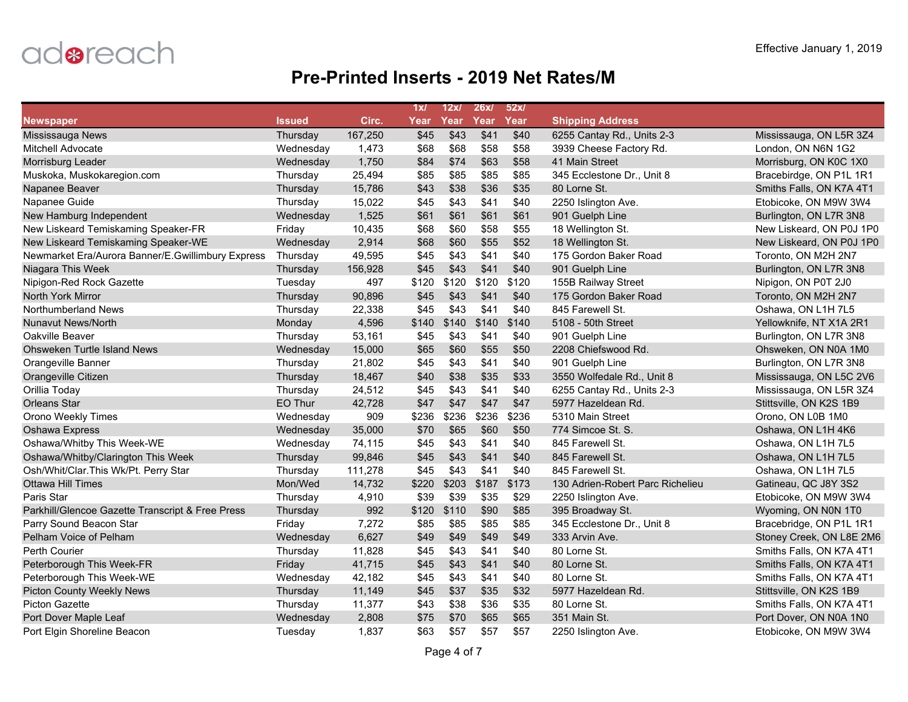adreach

Effective January 1, 2019

# Pre-Printed Inserts - 2019 Net Rates/M

| Newspaper | Issued | Circ. | 1x/ Year | 12x/ Year | 26x/ Year | 52x/ Year | Shipping Address | |
|---|---|---|---|---|---|---|---|---|
| Mississauga News | Thursday | 167,250 | $45 | $43 | $41 | $40 | 6255 Cantay Rd., Units 2-3 | Mississauga, ON L5R 3Z4 |
| Mitchell Advocate | Wednesday | 1,473 | $68 | $68 | $58 | $58 | 3939 Cheese Factory Rd. | London, ON N6N 1G2 |
| Morrisburg Leader | Wednesday | 1,750 | $84 | $74 | $63 | $58 | 41 Main Street | Morrisburg, ON K0C 1X0 |
| Muskoka, Muskokaregion.com | Thursday | 25,494 | $85 | $85 | $85 | $85 | 345 Ecclestone Dr., Unit 8 | Bracebirdge, ON P1L 1R1 |
| Napanee Beaver | Thursday | 15,786 | $43 | $38 | $36 | $35 | 80 Lorne St. | Smiths Falls, ON K7A 4T1 |
| Napanee Guide | Thursday | 15,022 | $45 | $43 | $41 | $40 | 2250 Islington Ave. | Etobicoke, ON M9W 3W4 |
| New Hamburg Independent | Wednesday | 1,525 | $61 | $61 | $61 | $61 | 901 Guelph Line | Burlington, ON L7R 3N8 |
| New Liskeard Temiskaming Speaker-FR | Friday | 10,435 | $68 | $60 | $58 | $55 | 18 Wellington St. | New Liskeard, ON P0J 1P0 |
| New Liskeard Temiskaming Speaker-WE | Wednesday | 2,914 | $68 | $60 | $55 | $52 | 18 Wellington St. | New Liskeard, ON P0J 1P0 |
| Newmarket Era/Aurora Banner/E.Gwillimbury Express | Thursday | 49,595 | $45 | $43 | $41 | $40 | 175 Gordon Baker Road | Toronto, ON M2H 2N7 |
| Niagara This Week | Thursday | 156,928 | $45 | $43 | $41 | $40 | 901 Guelph Line | Burlington, ON L7R 3N8 |
| Nipigon-Red Rock Gazette | Tuesday | 497 | $120 | $120 | $120 | $120 | 155B Railway Street | Nipigon, ON P0T 2J0 |
| North York Mirror | Thursday | 90,896 | $45 | $43 | $41 | $40 | 175 Gordon Baker Road | Toronto, ON M2H 2N7 |
| Northumberland News | Thursday | 22,338 | $45 | $43 | $41 | $40 | 845 Farewell St. | Oshawa, ON L1H 7L5 |
| Nunavut News/North | Monday | 4,596 | $140 | $140 | $140 | $140 | 5108 - 50th Street | Yellowknife, NT X1A 2R1 |
| Oakville Beaver | Thursday | 53,161 | $45 | $43 | $41 | $40 | 901 Guelph Line | Burlington, ON L7R 3N8 |
| Ohsweken Turtle Island News | Wednesday | 15,000 | $65 | $60 | $55 | $50 | 2208 Chiefswood Rd. | Ohsweken, ON N0A 1M0 |
| Orangeville Banner | Thursday | 21,802 | $45 | $43 | $41 | $40 | 901 Guelph Line | Burlington, ON L7R 3N8 |
| Orangeville Citizen | Thursday | 18,467 | $40 | $38 | $35 | $33 | 3550 Wolfedale Rd., Unit 8 | Mississauga, ON L5C 2V6 |
| Orillia Today | Thursday | 24,512 | $45 | $43 | $41 | $40 | 6255 Cantay Rd., Units 2-3 | Mississauga, ON L5R 3Z4 |
| Orleans Star | EO Thur | 42,728 | $47 | $47 | $47 | $47 | 5977 Hazeldean Rd. | Stittsville, ON K2S 1B9 |
| Orono Weekly Times | Wednesday | 909 | $236 | $236 | $236 | $236 | 5310 Main Street | Orono, ON L0B 1M0 |
| Oshawa Express | Wednesday | 35,000 | $70 | $65 | $60 | $50 | 774 Simcoe St. S. | Oshawa, ON L1H 4K6 |
| Oshawa/Whitby This Week-WE | Wednesday | 74,115 | $45 | $43 | $41 | $40 | 845 Farewell St. | Oshawa, ON L1H 7L5 |
| Oshawa/Whitby/Clarington This Week | Thursday | 99,846 | $45 | $43 | $41 | $40 | 845 Farewell St. | Oshawa, ON L1H 7L5 |
| Osh/Whit/Clar.This Wk/Pt. Perry Star | Thursday | 111,278 | $45 | $43 | $41 | $40 | 845 Farewell St. | Oshawa, ON L1H 7L5 |
| Ottawa Hill Times | Mon/Wed | 14,732 | $220 | $203 | $187 | $173 | 130 Adrien-Robert Parc Richelieu | Gatineau, QC J8Y 3S2 |
| Paris Star | Thursday | 4,910 | $39 | $39 | $35 | $29 | 2250 Islington Ave. | Etobicoke, ON M9W 3W4 |
| Parkhill/Glencoe Gazette Transcript & Free Press | Thursday | 992 | $120 | $110 | $90 | $85 | 395 Broadway St. | Wyoming, ON N0N 1T0 |
| Parry Sound Beacon Star | Friday | 7,272 | $85 | $85 | $85 | $85 | 345 Ecclestone Dr., Unit 8 | Bracebridge, ON P1L 1R1 |
| Pelham Voice of Pelham | Wednesday | 6,627 | $49 | $49 | $49 | $49 | 333 Arvin Ave. | Stoney Creek, ON L8E 2M6 |
| Perth Courier | Thursday | 11,828 | $45 | $43 | $41 | $40 | 80 Lorne St. | Smiths Falls, ON K7A 4T1 |
| Peterborough This Week-FR | Friday | 41,715 | $45 | $43 | $41 | $40 | 80 Lorne St. | Smiths Falls, ON K7A 4T1 |
| Peterborough This Week-WE | Wednesday | 42,182 | $45 | $43 | $41 | $40 | 80 Lorne St. | Smiths Falls, ON K7A 4T1 |
| Picton County Weekly News | Thursday | 11,149 | $45 | $37 | $35 | $32 | 5977 Hazeldean Rd. | Stittsville, ON K2S 1B9 |
| Picton Gazette | Thursday | 11,377 | $43 | $38 | $36 | $35 | 80 Lorne St. | Smiths Falls, ON K7A 4T1 |
| Port Dover Maple Leaf | Wednesday | 2,808 | $75 | $70 | $65 | $65 | 351 Main St. | Port Dover, ON N0A 1N0 |
| Port Elgin Shoreline Beacon | Tuesday | 1,837 | $63 | $57 | $57 | $57 | 2250 Islington Ave. | Etobicoke, ON M9W 3W4 |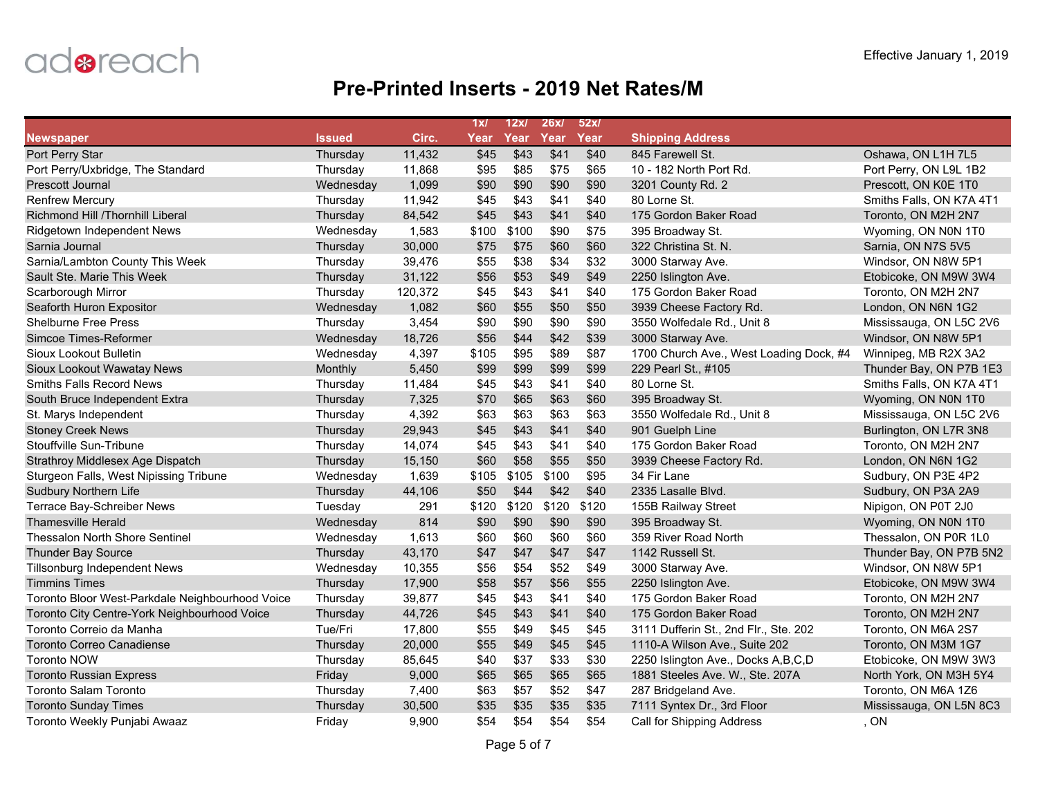adreach

Effective January 1, 2019

# Pre-Printed Inserts - 2019 Net Rates/M

| Newspaper | Issued | Circ. | 1x/ Year | 12x/ Year | 26x/ Year | 52x/ Year | Shipping Address | |
|---|---|---|---|---|---|---|---|---|
| Port Perry Star | Thursday | 11,432 | $45 | $43 | $41 | $40 | 845 Farewell St. | Oshawa, ON L1H 7L5 |
| Port Perry/Uxbridge, The Standard | Thursday | 11,868 | $95 | $85 | $75 | $65 | 10 - 182 North Port Rd. | Port Perry, ON L9L 1B2 |
| Prescott Journal | Wednesday | 1,099 | $90 | $90 | $90 | $90 | 3201 County Rd. 2 | Prescott, ON K0E 1T0 |
| Renfrew Mercury | Thursday | 11,942 | $45 | $43 | $41 | $40 | 80 Lorne St. | Smiths Falls, ON K7A 4T1 |
| Richmond Hill /Thornhill Liberal | Thursday | 84,542 | $45 | $43 | $41 | $40 | 175 Gordon Baker Road | Toronto, ON M2H 2N7 |
| Ridgetown Independent News | Wednesday | 1,583 | $100 | $100 | $90 | $75 | 395 Broadway St. | Wyoming, ON N0N 1T0 |
| Sarnia Journal | Thursday | 30,000 | $75 | $75 | $60 | $60 | 322 Christina St. N. | Sarnia, ON N7S 5V5 |
| Sarnia/Lambton County This Week | Thursday | 39,476 | $55 | $38 | $34 | $32 | 3000 Starway Ave. | Windsor, ON N8W 5P1 |
| Sault Ste. Marie This Week | Thursday | 31,122 | $56 | $53 | $49 | $49 | 2250 Islington Ave. | Etobicoke, ON M9W 3W4 |
| Scarborough Mirror | Thursday | 120,372 | $45 | $43 | $41 | $40 | 175 Gordon Baker Road | Toronto, ON M2H 2N7 |
| Seaforth Huron Expositor | Wednesday | 1,082 | $60 | $55 | $50 | $50 | 3939 Cheese Factory Rd. | London, ON N6N 1G2 |
| Shelburne Free Press | Thursday | 3,454 | $90 | $90 | $90 | $90 | 3550 Wolfedale Rd., Unit 8 | Mississauga, ON L5C 2V6 |
| Simcoe Times-Reformer | Wednesday | 18,726 | $56 | $44 | $42 | $39 | 3000 Starway Ave. | Windsor, ON N8W 5P1 |
| Sioux Lookout Bulletin | Wednesday | 4,397 | $105 | $95 | $89 | $87 | 1700 Church Ave., West Loading Dock, #4 | Winnipeg, MB R2X 3A2 |
| Sioux Lookout Wawatay News | Monthly | 5,450 | $99 | $99 | $99 | $99 | 229 Pearl St., #105 | Thunder Bay, ON P7B 1E3 |
| Smiths Falls Record News | Thursday | 11,484 | $45 | $43 | $41 | $40 | 80 Lorne St. | Smiths Falls, ON K7A 4T1 |
| South Bruce Independent Extra | Thursday | 7,325 | $70 | $65 | $63 | $60 | 395 Broadway St. | Wyoming, ON N0N 1T0 |
| St. Marys Independent | Thursday | 4,392 | $63 | $63 | $63 | $63 | 3550 Wolfedale Rd., Unit 8 | Mississauga, ON L5C 2V6 |
| Stoney Creek News | Thursday | 29,943 | $45 | $43 | $41 | $40 | 901 Guelph Line | Burlington, ON L7R 3N8 |
| Stouffville Sun-Tribune | Thursday | 14,074 | $45 | $43 | $41 | $40 | 175 Gordon Baker Road | Toronto, ON M2H 2N7 |
| Strathroy Middlesex Age Dispatch | Thursday | 15,150 | $60 | $58 | $55 | $50 | 3939 Cheese Factory Rd. | London, ON N6N 1G2 |
| Sturgeon Falls, West Nipissing Tribune | Wednesday | 1,639 | $105 | $105 | $100 | $95 | 34 Fir Lane | Sudbury, ON P3E 4P2 |
| Sudbury Northern Life | Thursday | 44,106 | $50 | $44 | $42 | $40 | 2335 Lasalle Blvd. | Sudbury, ON P3A 2A9 |
| Terrace Bay-Schreiber News | Tuesday | 291 | $120 | $120 | $120 | $120 | 155B Railway Street | Nipigon, ON P0T 2J0 |
| Thamesville Herald | Wednesday | 814 | $90 | $90 | $90 | $90 | 395 Broadway St. | Wyoming, ON N0N 1T0 |
| Thessalon North Shore Sentinel | Wednesday | 1,613 | $60 | $60 | $60 | $60 | 359 River Road North | Thessalon, ON P0R 1L0 |
| Thunder Bay Source | Thursday | 43,170 | $47 | $47 | $47 | $47 | 1142 Russell St. | Thunder Bay, ON P7B 5N2 |
| Tillsonburg Independent News | Wednesday | 10,355 | $56 | $54 | $52 | $49 | 3000 Starway Ave. | Windsor, ON N8W 5P1 |
| Timmins Times | Thursday | 17,900 | $58 | $57 | $56 | $55 | 2250 Islington Ave. | Etobicoke, ON M9W 3W4 |
| Toronto Bloor West-Parkdale Neighbourhood Voice | Thursday | 39,877 | $45 | $43 | $41 | $40 | 175 Gordon Baker Road | Toronto, ON M2H 2N7 |
| Toronto City Centre-York Neighbourhood Voice | Thursday | 44,726 | $45 | $43 | $41 | $40 | 175 Gordon Baker Road | Toronto, ON M2H 2N7 |
| Toronto Correio da Manha | Tue/Fri | 17,800 | $55 | $49 | $45 | $45 | 3111 Dufferin St., 2nd Flr., Ste. 202 | Toronto, ON M6A 2S7 |
| Toronto Correo Canadiense | Thursday | 20,000 | $55 | $49 | $45 | $45 | 1110-A Wilson Ave., Suite 202 | Toronto, ON M3M 1G7 |
| Toronto NOW | Thursday | 85,645 | $40 | $37 | $33 | $30 | 2250 Islington Ave., Docks A,B,C,D | Etobicoke, ON M9W 3W3 |
| Toronto Russian Express | Friday | 9,000 | $65 | $65 | $65 | $65 | 1881 Steeles Ave. W., Ste. 207A | North York, ON M3H 5Y4 |
| Toronto Salam Toronto | Thursday | 7,400 | $63 | $57 | $52 | $47 | 287 Bridgeland Ave. | Toronto, ON M6A 1Z6 |
| Toronto Sunday Times | Thursday | 30,500 | $35 | $35 | $35 | $35 | 7111 Syntex Dr., 3rd Floor | Mississauga, ON L5N 8C3 |
| Toronto Weekly Punjabi Awaaz | Friday | 9,900 | $54 | $54 | $54 | $54 | Call for Shipping Address | , ON |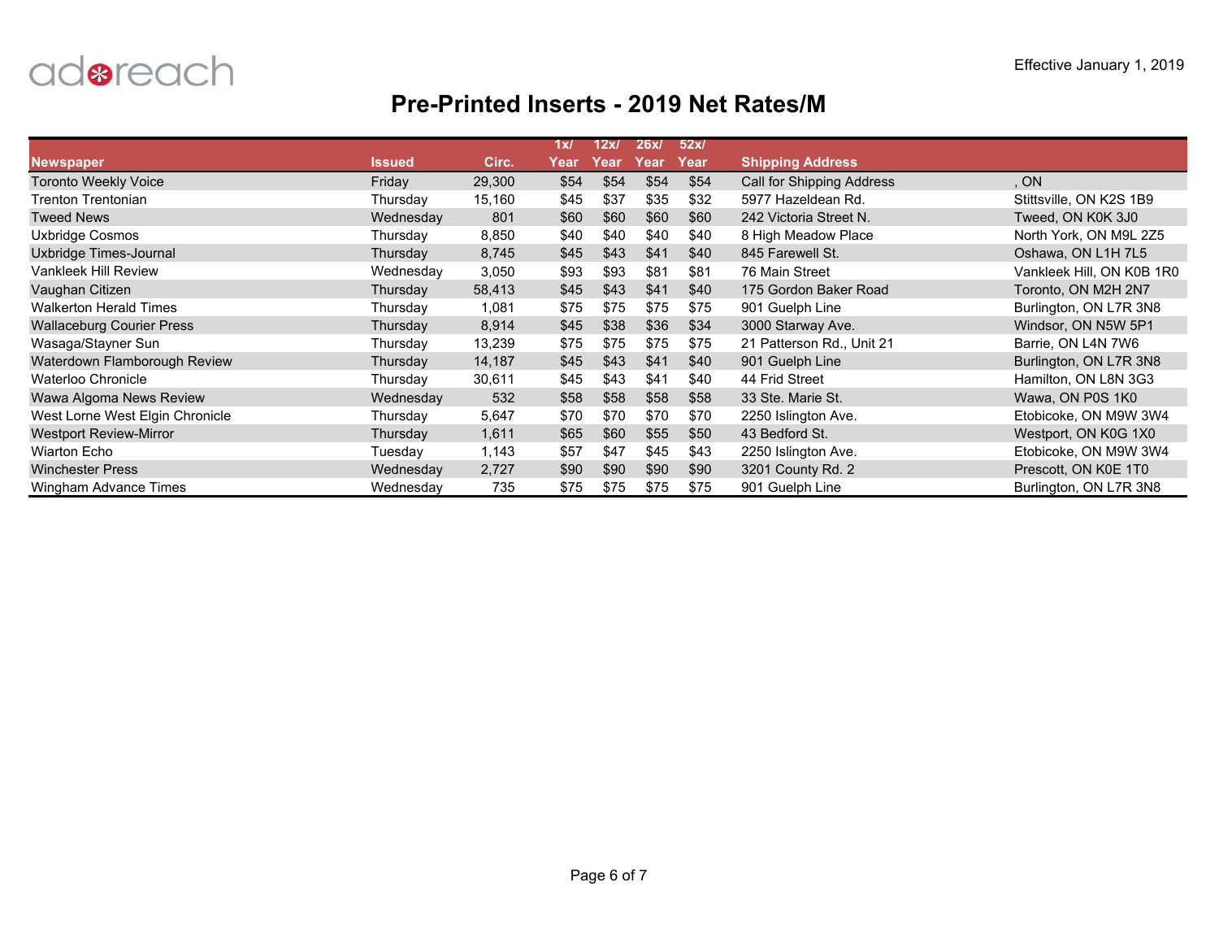adreach

Effective January 1, 2019

# Pre-Printed Inserts - 2019 Net Rates/M

| Newspaper | Issued | Circ. | 1x/ Year | 12x/ Year | 26x/ Year | 52x/ Year | Shipping Address | |
|---|---|---|---|---|---|---|---|---|
| Toronto Weekly Voice | Friday | 29,300 | $54 | $54 | $54 | $54 | Call for Shipping Address | , ON |
| Trenton Trentonian | Thursday | 15,160 | $45 | $37 | $35 | $32 | 5977 Hazeldean Rd. | Stittsville, ON K2S 1B9 |
| Tweed News | Wednesday | 801 | $60 | $60 | $60 | $60 | 242 Victoria Street N. | Tweed, ON K0K 3J0 |
| Uxbridge Cosmos | Thursday | 8,850 | $40 | $40 | $40 | $40 | 8 High Meadow Place | North York, ON M9L 2Z5 |
| Uxbridge Times-Journal | Thursday | 8,745 | $45 | $43 | $41 | $40 | 845 Farewell St. | Oshawa, ON L1H 7L5 |
| Vankleek Hill Review | Wednesday | 3,050 | $93 | $93 | $81 | $81 | 76 Main Street | Vankleek Hill, ON K0B 1R0 |
| Vaughan Citizen | Thursday | 58,413 | $45 | $43 | $41 | $40 | 175 Gordon Baker Road | Toronto, ON M2H 2N7 |
| Walkerton Herald Times | Thursday | 1,081 | $75 | $75 | $75 | $75 | 901 Guelph Line | Burlington, ON L7R 3N8 |
| Wallaceburg Courier Press | Thursday | 8,914 | $45 | $38 | $36 | $34 | 3000 Starway Ave. | Windsor, ON N5W 5P1 |
| Wasaga/Stayner Sun | Thursday | 13,239 | $75 | $75 | $75 | $75 | 21 Patterson Rd., Unit 21 | Barrie, ON L4N 7W6 |
| Waterdown Flamborough Review | Thursday | 14,187 | $45 | $43 | $41 | $40 | 901 Guelph Line | Burlington, ON L7R 3N8 |
| Waterloo Chronicle | Thursday | 30,611 | $45 | $43 | $41 | $40 | 44 Frid Street | Hamilton, ON L8N 3G3 |
| Wawa Algoma News Review | Wednesday | 532 | $58 | $58 | $58 | $58 | 33 Ste. Marie St. | Wawa, ON P0S 1K0 |
| West Lorne West Elgin Chronicle | Thursday | 5,647 | $70 | $70 | $70 | $70 | 2250 Islington Ave. | Etobicoke, ON M9W 3W4 |
| Westport Review-Mirror | Thursday | 1,611 | $65 | $60 | $55 | $50 | 43 Bedford St. | Westport, ON K0G 1X0 |
| Wiarton Echo | Tuesday | 1,143 | $57 | $47 | $45 | $43 | 2250 Islington Ave. | Etobicoke, ON M9W 3W4 |
| Winchester Press | Wednesday | 2,727 | $90 | $90 | $90 | $90 | 3201 County Rd. 2 | Prescott, ON K0E 1T0 |
| Wingham Advance Times | Wednesday | 735 | $75 | $75 | $75 | $75 | 901 Guelph Line | Burlington, ON L7R 3N8 |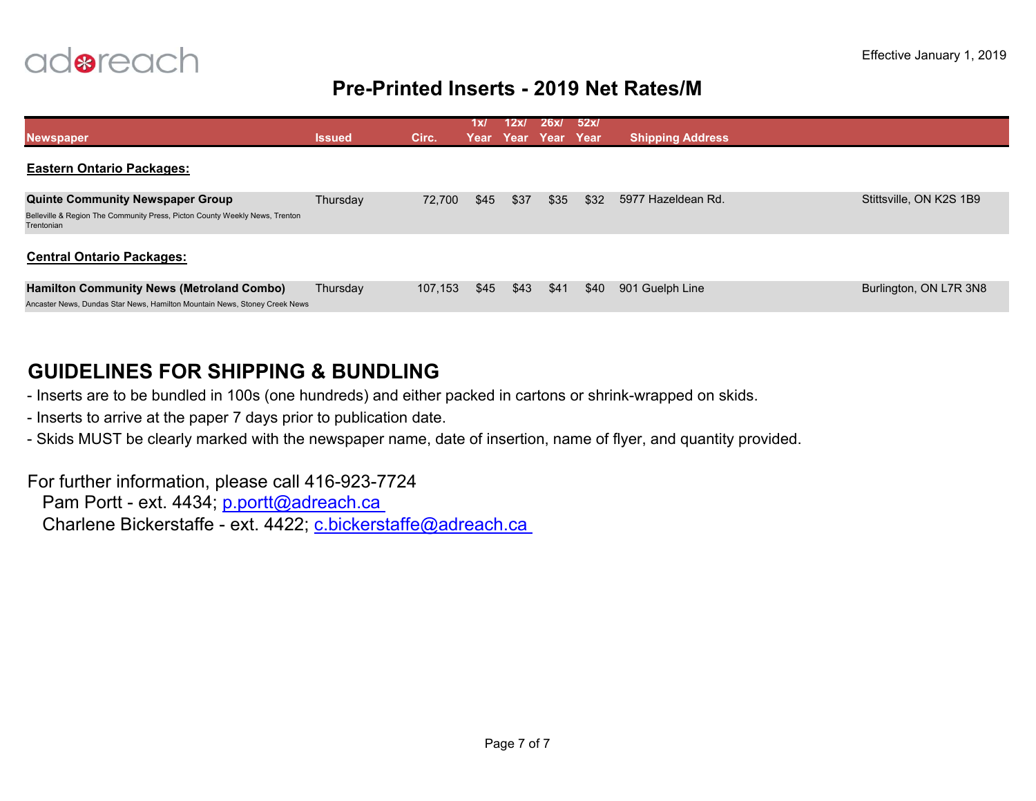adreach

Effective January 1, 2019

# Pre-Printed Inserts - 2019 Net Rates/M

| Newspaper | Issued | Circ. | 1x/ Year | 12x/ Year | 26x/ Year | 52x/ Year | Shipping Address | |
|---|---|---|---|---|---|---|---|---|
| **Eastern Ontario Packages:** | | | | | | | | |
| **Quinte Community Newspaper Group**<br>Belleville & Region The Community Press, Picton County Weekly News, Trenton Trentonian | Thursday | 72,700 | $45 | $37 | $35 | $32 | 5977 Hazeldean Rd. | Stittsville, ON K2S 1B9 |
| **Central Ontario Packages:** | | | | | | | | |
| **Hamilton Community News (Metroland Combo)**<br>Ancaster News, Dundas Star News, Hamilton Mountain News, Stoney Creek News | Thursday | 107,153 | $45 | $43 | $41 | $40 | 901 Guelph Line | Burlington, ON L7R 3N8 |

## GUIDELINES FOR SHIPPING & BUNDLING

- Inserts are to be bundled in 100s (one hundreds) and either packed in cartons or shrink-wrapped on skids.
- Inserts to arrive at the paper 7 days prior to publication date.
- Skids MUST be clearly marked with the newspaper name, date of insertion, name of flyer, and quantity provided.

For further information, please call 416-923-7724

Pam Portt - ext. 4434; p.portt@adreach.ca

Charlene Bickerstaffe - ext. 4422; c.bickerstaffe@adreach.ca